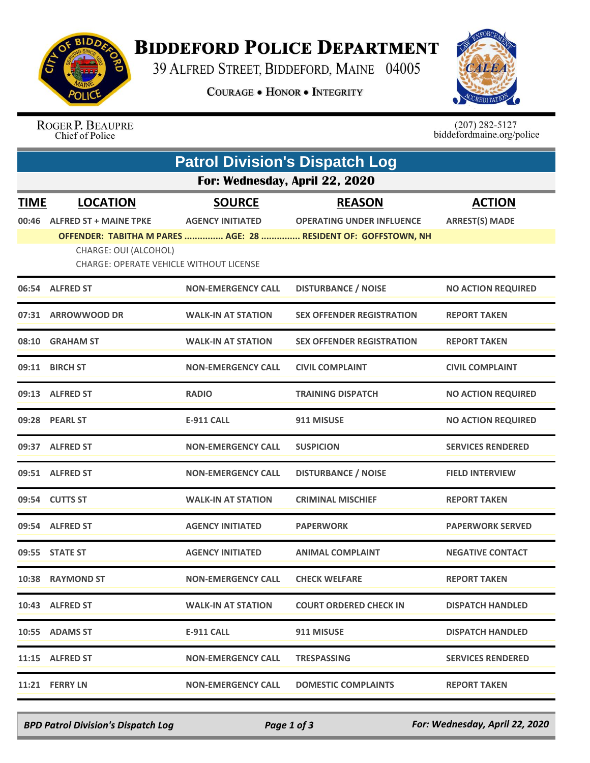# Biddeford Police Department

39 Alfred Street, Biddeford, Maine 04005

**Courage • Honor • Integrity**

Roger P. Beaupre
Chief of Police

(207) 282-5127
biddefordmaine.org/police

## Patrol Division's Dispatch Log

### For: Wednesday, April 22, 2020

| TIME | LOCATION | SOURCE | REASON | ACTION |
|---|---|---|---|---|
| 00:46 | ALFRED ST + MAINE TPKE | AGENCY INITIATED | OPERATING UNDER INFLUENCE | ARREST(S) MADE |
| | OFFENDER: TABITHA M PARES ............... AGE: 28 ............... RESIDENT OF: GOFFSTOWN, NH<br>CHARGE: OUI (ALCOHOL)<br>CHARGE: OPERATE VEHICLE WITHOUT LICENSE | | | |
| 06:54 | ALFRED ST | NON-EMERGENCY CALL | DISTURBANCE / NOISE | NO ACTION REQUIRED |
| 07:31 | ARROWWOOD DR | WALK-IN AT STATION | SEX OFFENDER REGISTRATION | REPORT TAKEN |
| 08:10 | GRAHAM ST | WALK-IN AT STATION | SEX OFFENDER REGISTRATION | REPORT TAKEN |
| 09:11 | BIRCH ST | NON-EMERGENCY CALL | CIVIL COMPLAINT | CIVIL COMPLAINT |
| 09:13 | ALFRED ST | RADIO | TRAINING DISPATCH | NO ACTION REQUIRED |
| 09:28 | PEARL ST | E-911 CALL | 911 MISUSE | NO ACTION REQUIRED |
| 09:37 | ALFRED ST | NON-EMERGENCY CALL | SUSPICION | SERVICES RENDERED |
| 09:51 | ALFRED ST | NON-EMERGENCY CALL | DISTURBANCE / NOISE | FIELD INTERVIEW |
| 09:54 | CUTTS ST | WALK-IN AT STATION | CRIMINAL MISCHIEF | REPORT TAKEN |
| 09:54 | ALFRED ST | AGENCY INITIATED | PAPERWORK | PAPERWORK SERVED |
| 09:55 | STATE ST | AGENCY INITIATED | ANIMAL COMPLAINT | NEGATIVE CONTACT |
| 10:38 | RAYMOND ST | NON-EMERGENCY CALL | CHECK WELFARE | REPORT TAKEN |
| 10:43 | ALFRED ST | WALK-IN AT STATION | COURT ORDERED CHECK IN | DISPATCH HANDLED |
| 10:55 | ADAMS ST | E-911 CALL | 911 MISUSE | DISPATCH HANDLED |
| 11:15 | ALFRED ST | NON-EMERGENCY CALL | TRESPASSING | SERVICES RENDERED |
| 11:21 | FERRY LN | NON-EMERGENCY CALL | DOMESTIC COMPLAINTS | REPORT TAKEN |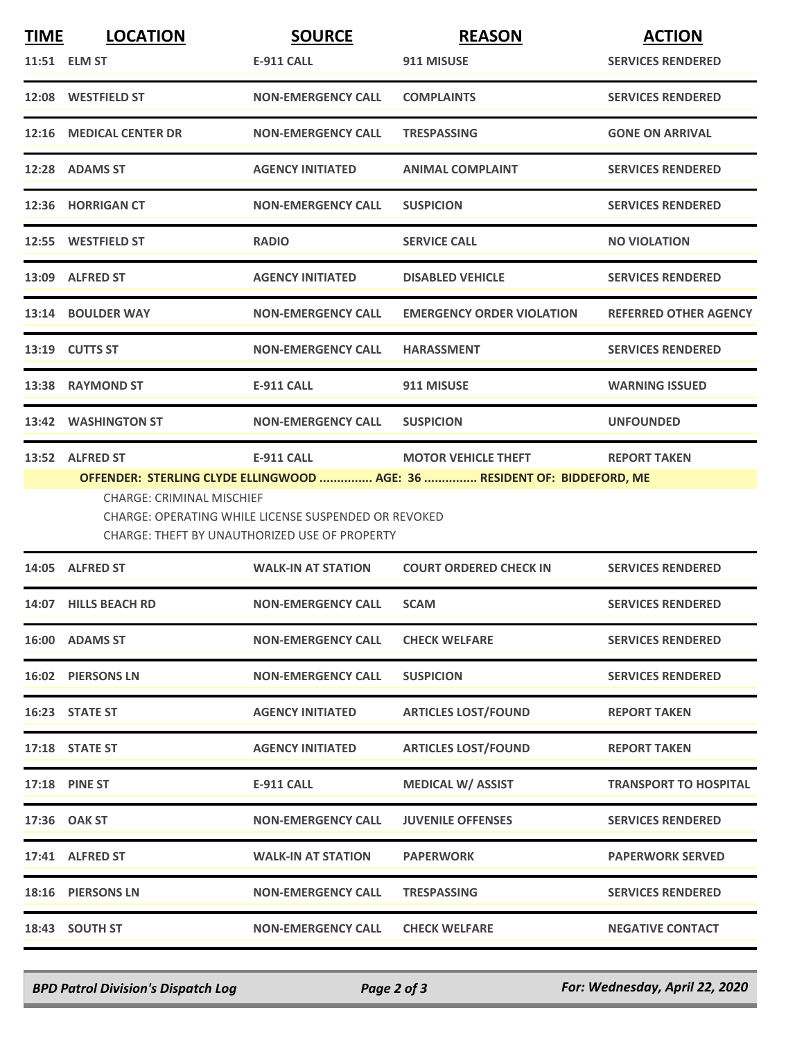| TIME | LOCATION | SOURCE | REASON | ACTION |
|---|---|---|---|---|
| 11:51 | ELM ST | E-911 CALL | 911 MISUSE | SERVICES RENDERED |
| 12:08 | WESTFIELD ST | NON-EMERGENCY CALL | COMPLAINTS | SERVICES RENDERED |
| 12:16 | MEDICAL CENTER DR | NON-EMERGENCY CALL | TRESPASSING | GONE ON ARRIVAL |
| 12:28 | ADAMS ST | AGENCY INITIATED | ANIMAL COMPLAINT | SERVICES RENDERED |
| 12:36 | HORRIGAN CT | NON-EMERGENCY CALL | SUSPICION | SERVICES RENDERED |
| 12:55 | WESTFIELD ST | RADIO | SERVICE CALL | NO VIOLATION |
| 13:09 | ALFRED ST | AGENCY INITIATED | DISABLED VEHICLE | SERVICES RENDERED |
| 13:14 | BOULDER WAY | NON-EMERGENCY CALL | EMERGENCY ORDER VIOLATION | REFERRED OTHER AGENCY |
| 13:19 | CUTTS ST | NON-EMERGENCY CALL | HARASSMENT | SERVICES RENDERED |
| 13:38 | RAYMOND ST | E-911 CALL | 911 MISUSE | WARNING ISSUED |
| 13:42 | WASHINGTON ST | NON-EMERGENCY CALL | SUSPICION | UNFOUNDED |
| 13:52 | ALFRED ST | E-911 CALL | MOTOR VEHICLE THEFT | REPORT TAKEN |

**OFFENDER: STERLING CLYDE ELLINGWOOD ............... AGE: 36 ............... RESIDENT OF: BIDDEFORD, ME**

CHARGE: CRIMINAL MISCHIEF
CHARGE: OPERATING WHILE LICENSE SUSPENDED OR REVOKED
CHARGE: THEFT BY UNAUTHORIZED USE OF PROPERTY

| TIME | LOCATION | SOURCE | REASON | ACTION |
|---|---|---|---|---|
| 14:05 | ALFRED ST | WALK-IN AT STATION | COURT ORDERED CHECK IN | SERVICES RENDERED |
| 14:07 | HILLS BEACH RD | NON-EMERGENCY CALL | SCAM | SERVICES RENDERED |
| 16:00 | ADAMS ST | NON-EMERGENCY CALL | CHECK WELFARE | SERVICES RENDERED |
| 16:02 | PIERSONS LN | NON-EMERGENCY CALL | SUSPICION | SERVICES RENDERED |
| 16:23 | STATE ST | AGENCY INITIATED | ARTICLES LOST/FOUND | REPORT TAKEN |
| 17:18 | STATE ST | AGENCY INITIATED | ARTICLES LOST/FOUND | REPORT TAKEN |
| 17:18 | PINE ST | E-911 CALL | MEDICAL W/ ASSIST | TRANSPORT TO HOSPITAL |
| 17:36 | OAK ST | NON-EMERGENCY CALL | JUVENILE OFFENSES | SERVICES RENDERED |
| 17:41 | ALFRED ST | WALK-IN AT STATION | PAPERWORK | PAPERWORK SERVED |
| 18:16 | PIERSONS LN | NON-EMERGENCY CALL | TRESPASSING | SERVICES RENDERED |
| 18:43 | SOUTH ST | NON-EMERGENCY CALL | CHECK WELFARE | NEGATIVE CONTACT |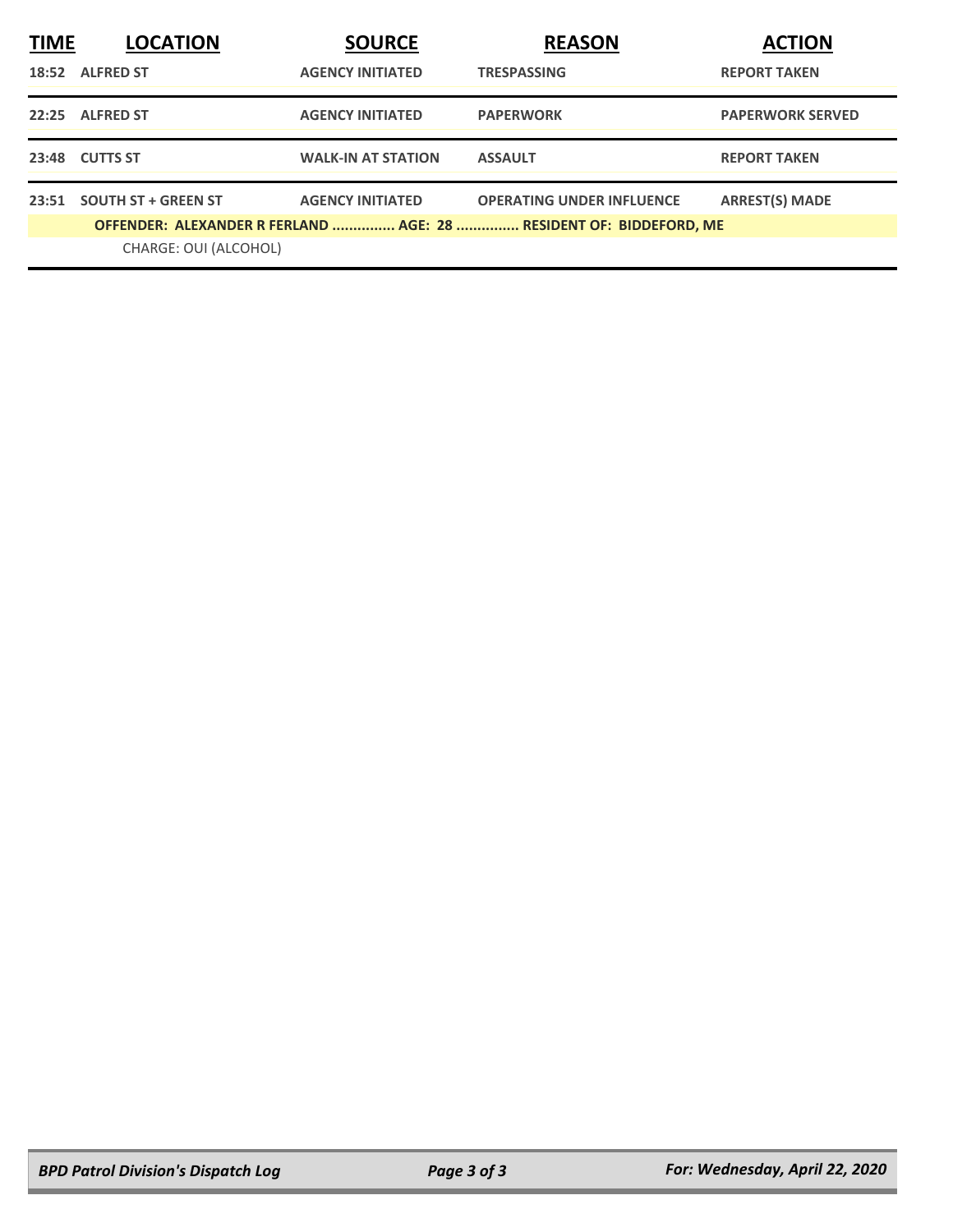| TIME | LOCATION | SOURCE | REASON | ACTION |
| --- | --- | --- | --- | --- |
| 18:52 | ALFRED ST | AGENCY INITIATED | TRESPASSING | REPORT TAKEN |
| 22:25 | ALFRED ST | AGENCY INITIATED | PAPERWORK | PAPERWORK SERVED |
| 23:48 | CUTTS ST | WALK-IN AT STATION | ASSAULT | REPORT TAKEN |
| 23:51 | SOUTH ST + GREEN ST | AGENCY INITIATED | OPERATING UNDER INFLUENCE | ARREST(S) MADE |
| | OFFENDER: ALEXANDER R FERLAND ............... AGE: 28 ............... RESIDENT OF: BIDDEFORD, ME | | | |
| | CHARGE: OUI (ALCOHOL) | | | |

*BPD Patrol Division's Dispatch Log* — *For: Wednesday, April 22, 2020*